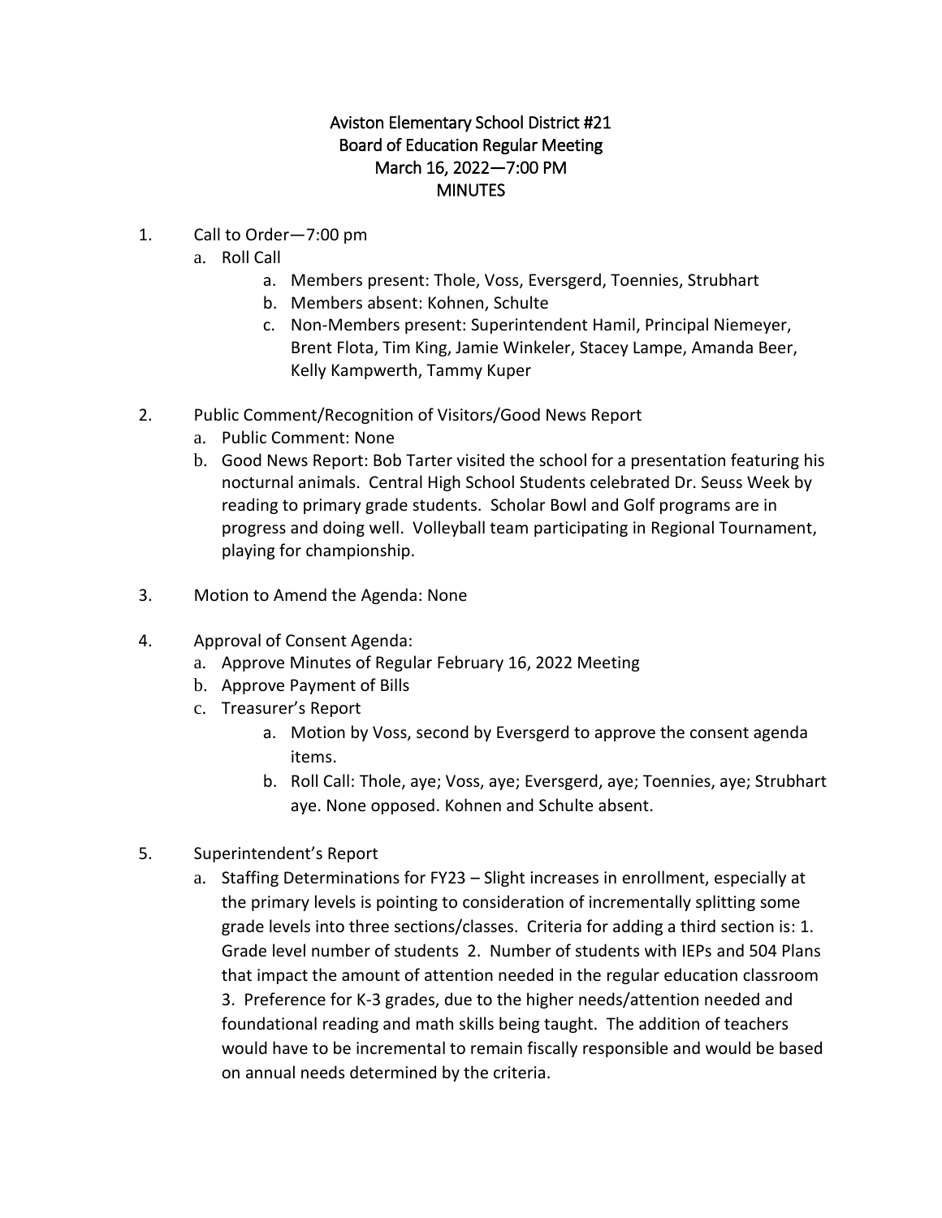# Aviston Elementary School District #21
## Board of Education Regular Meeting
### March 16, 2022—7:00 PM
### MINUTES

1. Call to Order—7:00 pm
   a. Roll Call
      a. Members present: Thole, Voss, Eversgerd, Toennies, Strubhart
      b. Members absent: Kohnen, Schulte
      c. Non-Members present: Superintendent Hamil, Principal Niemeyer, Brent Flota, Tim King, Jamie Winkeler, Stacey Lampe, Amanda Beer, Kelly Kampwerth, Tammy Kuper

2. Public Comment/Recognition of Visitors/Good News Report
   a. Public Comment: None
   b. Good News Report: Bob Tarter visited the school for a presentation featuring his nocturnal animals. Central High School Students celebrated Dr. Seuss Week by reading to primary grade students. Scholar Bowl and Golf programs are in progress and doing well. Volleyball team participating in Regional Tournament, playing for championship.

3. Motion to Amend the Agenda: None

4. Approval of Consent Agenda:
   a. Approve Minutes of Regular February 16, 2022 Meeting
   b. Approve Payment of Bills
   c. Treasurer's Report
      a. Motion by Voss, second by Eversgerd to approve the consent agenda items.
      b. Roll Call: Thole, aye; Voss, aye; Eversgerd, aye; Toennies, aye; Strubhart aye. None opposed. Kohnen and Schulte absent.

5. Superintendent's Report
   a. Staffing Determinations for FY23 – Slight increases in enrollment, especially at the primary levels is pointing to consideration of incrementally splitting some grade levels into three sections/classes. Criteria for adding a third section is: 1. Grade level number of students 2. Number of students with IEPs and 504 Plans that impact the amount of attention needed in the regular education classroom 3. Preference for K-3 grades, due to the higher needs/attention needed and foundational reading and math skills being taught. The addition of teachers would have to be incremental to remain fiscally responsible and would be based on annual needs determined by the criteria.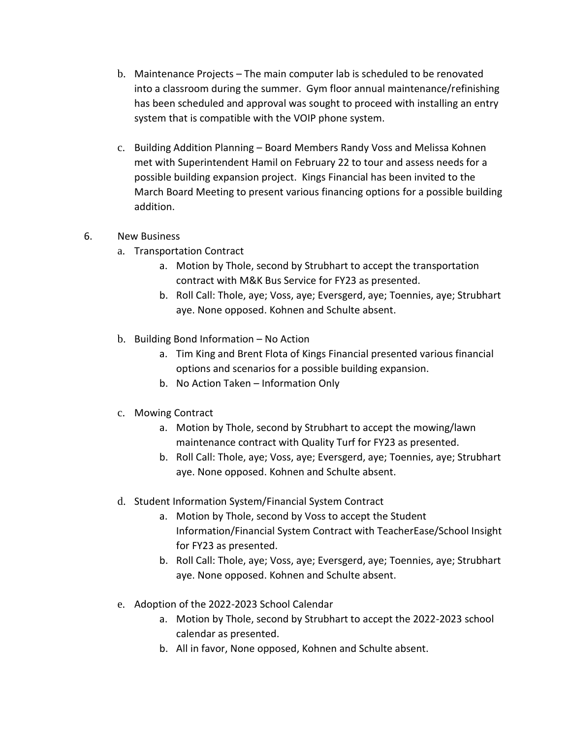b. Maintenance Projects – The main computer lab is scheduled to be renovated into a classroom during the summer. Gym floor annual maintenance/refinishing has been scheduled and approval was sought to proceed with installing an entry system that is compatible with the VOIP phone system.

c. Building Addition Planning – Board Members Randy Voss and Melissa Kohnen met with Superintendent Hamil on February 22 to tour and assess needs for a possible building expansion project. Kings Financial has been invited to the March Board Meeting to present various financing options for a possible building addition.

6. New Business

   a. Transportation Contract
      - a. Motion by Thole, second by Strubhart to accept the transportation contract with M&K Bus Service for FY23 as presented.
      - b. Roll Call: Thole, aye; Voss, aye; Eversgerd, aye; Toennies, aye; Strubhart aye. None opposed. Kohnen and Schulte absent.

   b. Building Bond Information – No Action
      - a. Tim King and Brent Flota of Kings Financial presented various financial options and scenarios for a possible building expansion.
      - b. No Action Taken – Information Only

   c. Mowing Contract
      - a. Motion by Thole, second by Strubhart to accept the mowing/lawn maintenance contract with Quality Turf for FY23 as presented.
      - b. Roll Call: Thole, aye; Voss, aye; Eversgerd, aye; Toennies, aye; Strubhart aye. None opposed. Kohnen and Schulte absent.

   d. Student Information System/Financial System Contract
      - a. Motion by Thole, second by Voss to accept the Student Information/Financial System Contract with TeacherEase/School Insight for FY23 as presented.
      - b. Roll Call: Thole, aye; Voss, aye; Eversgerd, aye; Toennies, aye; Strubhart aye. None opposed. Kohnen and Schulte absent.

   e. Adoption of the 2022-2023 School Calendar
      - a. Motion by Thole, second by Strubhart to accept the 2022-2023 school calendar as presented.
      - b. All in favor, None opposed, Kohnen and Schulte absent.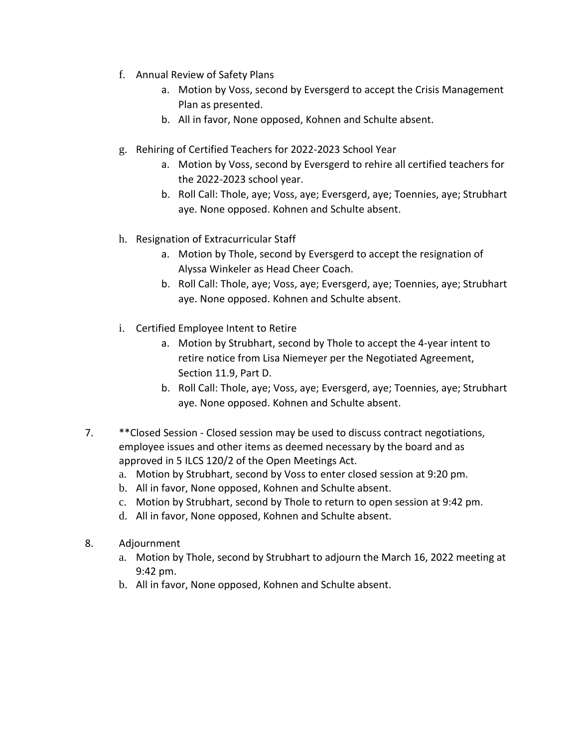f. Annual Review of Safety Plans
    a. Motion by Voss, second by Eversgerd to accept the Crisis Management Plan as presented.
    b. All in favor, None opposed, Kohnen and Schulte absent.

g. Rehiring of Certified Teachers for 2022-2023 School Year
    a. Motion by Voss, second by Eversgerd to rehire all certified teachers for the 2022-2023 school year.
    b. Roll Call: Thole, aye; Voss, aye; Eversgerd, aye; Toennies, aye; Strubhart aye. None opposed. Kohnen and Schulte absent.

h. Resignation of Extracurricular Staff
    a. Motion by Thole, second by Eversgerd to accept the resignation of Alyssa Winkeler as Head Cheer Coach.
    b. Roll Call: Thole, aye; Voss, aye; Eversgerd, aye; Toennies, aye; Strubhart aye. None opposed. Kohnen and Schulte absent.

i. Certified Employee Intent to Retire
    a. Motion by Strubhart, second by Thole to accept the 4-year intent to retire notice from Lisa Niemeyer per the Negotiated Agreement, Section 11.9, Part D.
    b. Roll Call: Thole, aye; Voss, aye; Eversgerd, aye; Toennies, aye; Strubhart aye. None opposed. Kohnen and Schulte absent.

7. **Closed Session - Closed session may be used to discuss contract negotiations, employee issues and other items as deemed necessary by the board and as approved in 5 ILCS 120/2 of the Open Meetings Act.
    a. Motion by Strubhart, second by Voss to enter closed session at 9:20 pm.
    b. All in favor, None opposed, Kohnen and Schulte absent.
    c. Motion by Strubhart, second by Thole to return to open session at 9:42 pm.
    d. All in favor, None opposed, Kohnen and Schulte absent.

8. Adjournment
    a. Motion by Thole, second by Strubhart to adjourn the March 16, 2022 meeting at 9:42 pm.
    b. All in favor, None opposed, Kohnen and Schulte absent.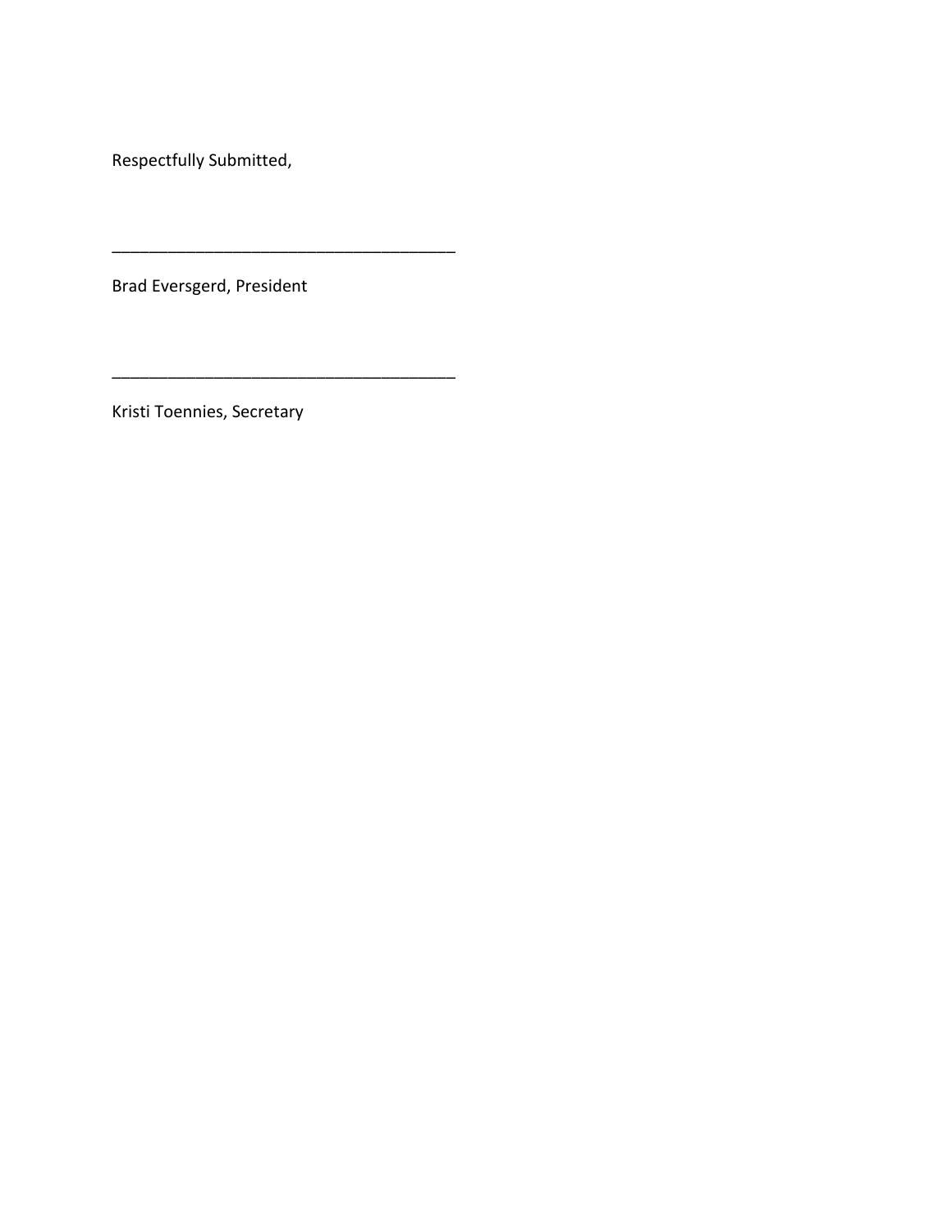Respectfully Submitted,

\_\_\_\_\_\_\_\_\_\_\_\_\_\_\_\_\_\_\_\_\_\_\_\_\_\_\_\_\_\_\_\_\_\_\_\_\_\_

Brad Eversgerd, President

\_\_\_\_\_\_\_\_\_\_\_\_\_\_\_\_\_\_\_\_\_\_\_\_\_\_\_\_\_\_\_\_\_\_\_\_\_\_

Kristi Toennies, Secretary